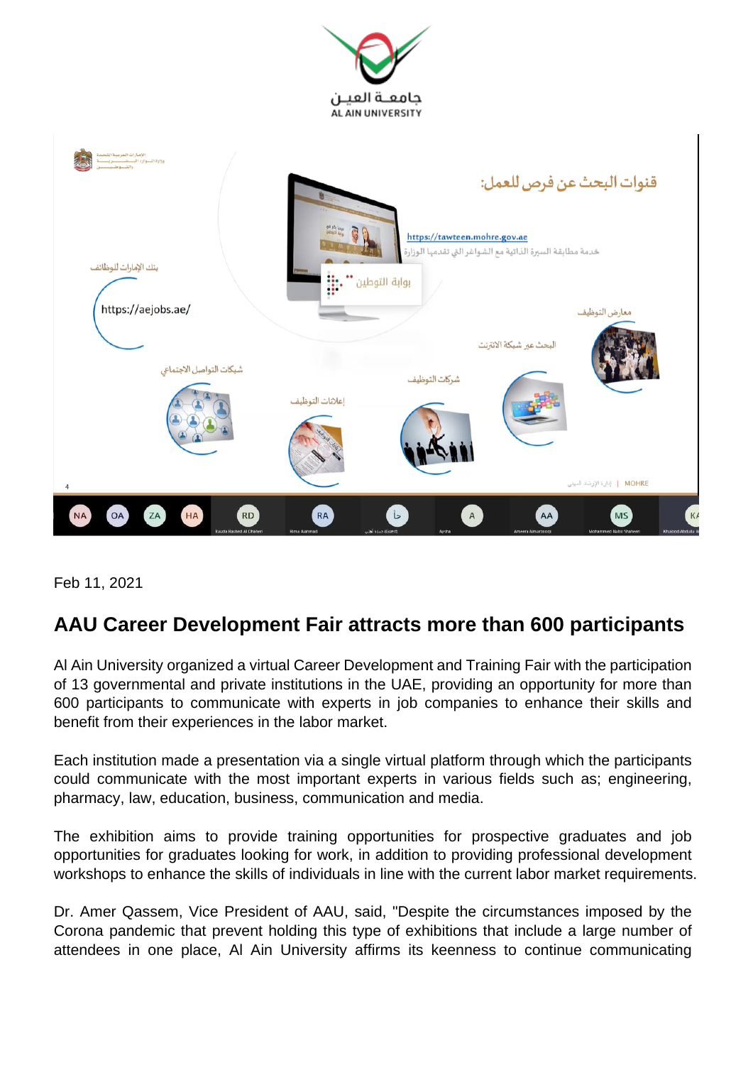Feb 11, 2021

# AAU Career Development Fair attracts more than 600 participants

Al Ain University organized a virtual Career Development and Training Fair with the participation of 13 governmental and private institutions in the UAE, providing an opportunity for more than 600 participants to communicate with experts in job companies to enhance their skills and benefit from their experiences in the labor market.

Each institution made a presentation via a single virtual platform through which the participants could communicate with the most important experts in various fields such as; engineering, pharmacy, law, education, business, communication and media.

The exhibition aims to provide training opportunities for prospective graduates and job opportunities for graduates looking for work, in addition to providing professional development workshops to enhance the skills of individuals in line with the current labor market requirements.

Dr. Amer Qassem, Vice President of AAU, said, "Despite the circumstances imposed by the Corona pandemic that prevent holding this type of exhibitions that include a large number of attendees in one place, Al Ain University affirms its keenness to continue communicating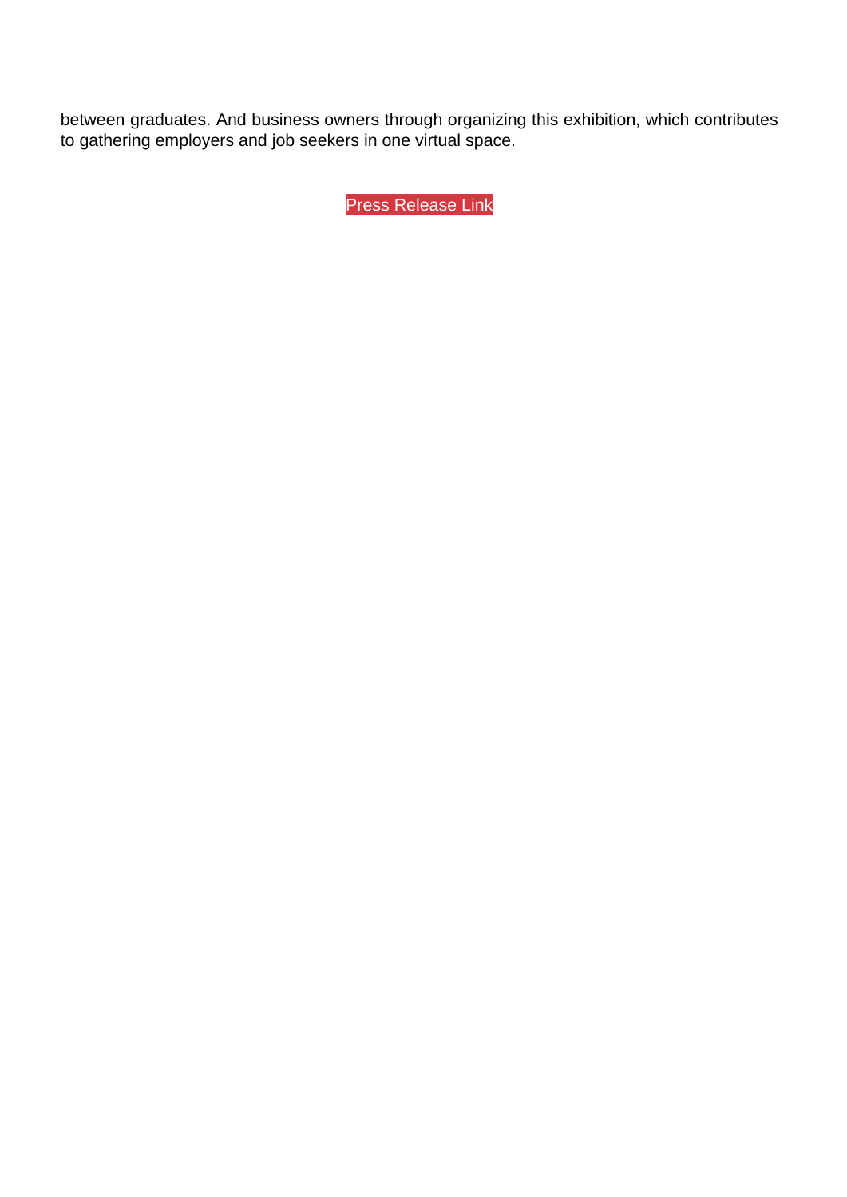between graduates. And business owners through organizing this exhibition, which contributes to gathering employers and job seekers in one virtual space.

Press Release Link